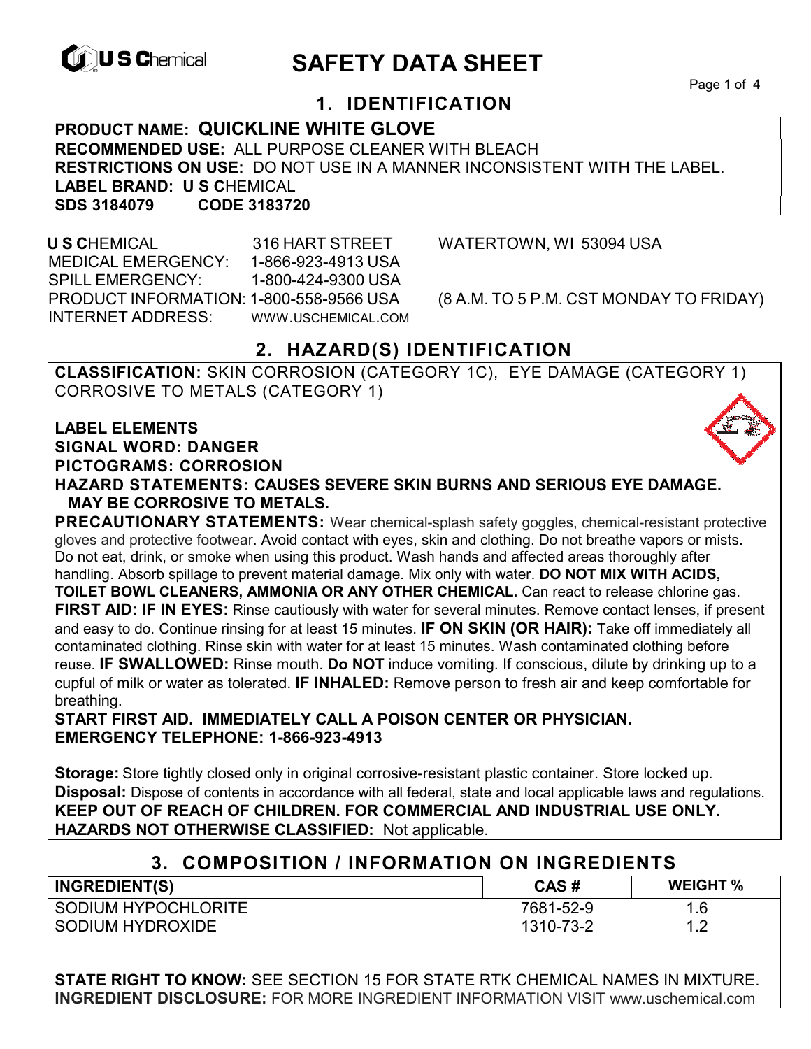# SAFETY DATA SHEET

## 1. IDENTIFICATION

**PRODUCT NAME: QUICKLINE WHITE GLOVE**
**RECOMMENDED USE:** ALL PURPOSE CLEANER WITH BLEACH
**RESTRICTIONS ON USE:** DO NOT USE IN A MANNER INCONSISTENT WITH THE LABEL.
**LABEL BRAND: U S C**HEMICAL
**SDS 3184079 CODE 3183720**

**U S C**HEMICAL 316 HART STREET WATERTOWN, WI 53094 USA
MEDICAL EMERGENCY: 1-866-923-4913 USA
SPILL EMERGENCY: 1-800-424-9300 USA
PRODUCT INFORMATION: 1-800-558-9566 USA (8 A.M. TO 5 P.M. CST MONDAY TO FRIDAY)
INTERNET ADDRESS: WWW.USCHEMICAL.COM

## 2. HAZARD(S) IDENTIFICATION

**CLASSIFICATION:** SKIN CORROSION (CATEGORY 1C), EYE DAMAGE (CATEGORY 1) CORROSIVE TO METALS (CATEGORY 1)

**LABEL ELEMENTS**
**SIGNAL WORD: DANGER**
**PICTOGRAMS: CORROSION**
**HAZARD STATEMENTS: CAUSES SEVERE SKIN BURNS AND SERIOUS EYE DAMAGE. MAY BE CORROSIVE TO METALS.**

**PRECAUTIONARY STATEMENTS:** Wear chemical-splash safety goggles, chemical-resistant protective gloves and protective footwear. Avoid contact with eyes, skin and clothing. Do not breathe vapors or mists. Do not eat, drink, or smoke when using this product. Wash hands and affected areas thoroughly after handling. Absorb spillage to prevent material damage. Mix only with water. **DO NOT MIX WITH ACIDS, TOILET BOWL CLEANERS, AMMONIA OR ANY OTHER CHEMICAL.** Can react to release chlorine gas.
**FIRST AID: IF IN EYES:** Rinse cautiously with water for several minutes. Remove contact lenses, if present and easy to do. Continue rinsing for at least 15 minutes. **IF ON SKIN (OR HAIR):** Take off immediately all contaminated clothing. Rinse skin with water for at least 15 minutes. Wash contaminated clothing before reuse. **IF SWALLOWED:** Rinse mouth. **Do NOT** induce vomiting. If conscious, dilute by drinking up to a cupful of milk or water as tolerated. **IF INHALED:** Remove person to fresh air and keep comfortable for breathing.
**START FIRST AID. IMMEDIATELY CALL A POISON CENTER OR PHYSICIAN.**
**EMERGENCY TELEPHONE: 1-866-923-4913**

**Storage:** Store tightly closed only in original corrosive-resistant plastic container. Store locked up.
**Disposal:** Dispose of contents in accordance with all federal, state and local applicable laws and regulations.
**KEEP OUT OF REACH OF CHILDREN. FOR COMMERCIAL AND INDUSTRIAL USE ONLY.**
**HAZARDS NOT OTHERWISE CLASSIFIED:** Not applicable.

## 3. COMPOSITION / INFORMATION ON INGREDIENTS

| INGREDIENT(S) | CAS # | WEIGHT % |
|---|---|---|
| SODIUM HYPOCHLORITE | 7681-52-9 | 1.6 |
| SODIUM HYDROXIDE | 1310-73-2 | 1.2 |

**STATE RIGHT TO KNOW:** SEE SECTION 15 FOR STATE RTK CHEMICAL NAMES IN MIXTURE.
**INGREDIENT DISCLOSURE:** FOR MORE INGREDIENT INFORMATION VISIT www.uschemical.com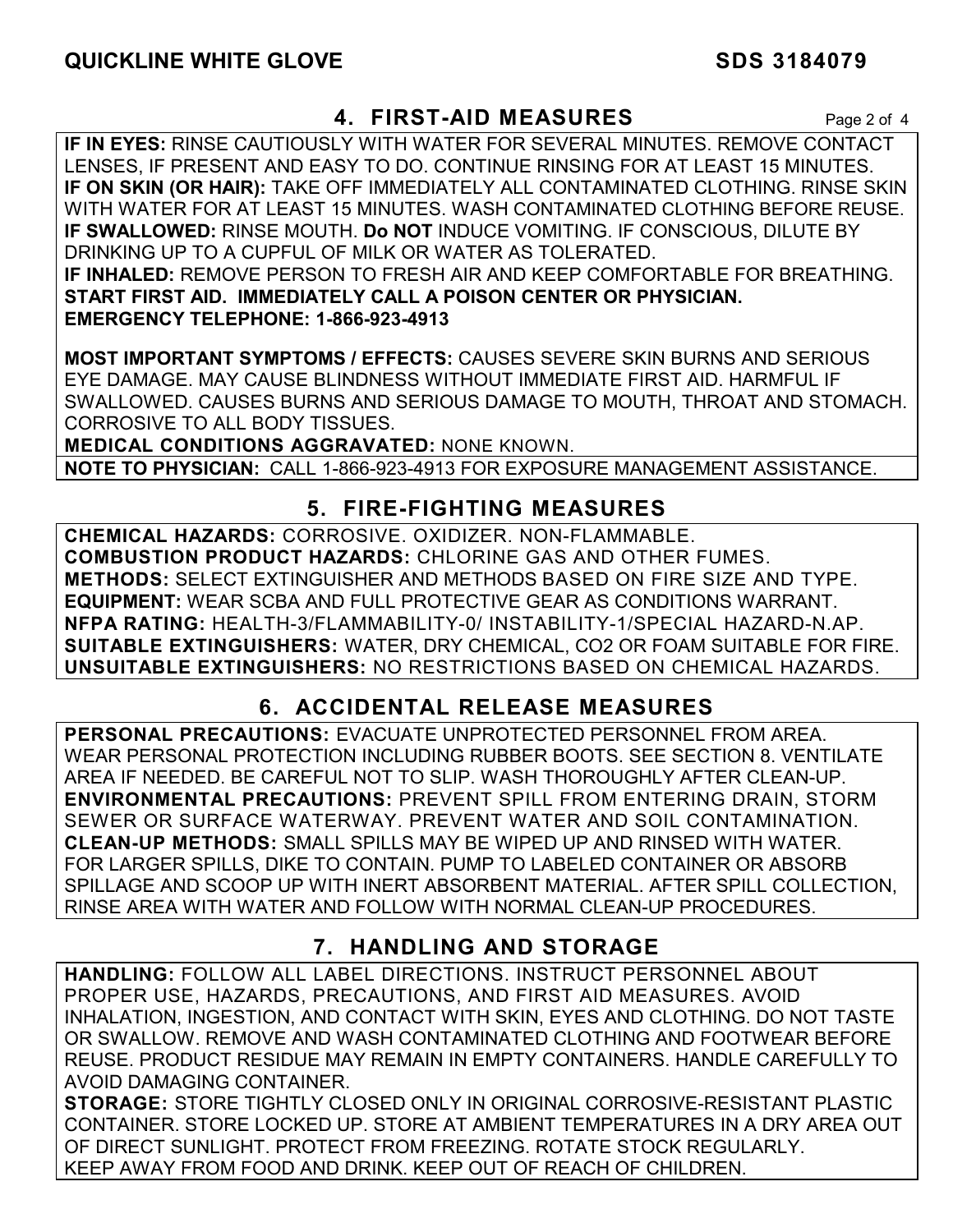## 4. FIRST-AID MEASURES

**IF IN EYES:** RINSE CAUTIOUSLY WITH WATER FOR SEVERAL MINUTES. REMOVE CONTACT LENSES, IF PRESENT AND EASY TO DO. CONTINUE RINSING FOR AT LEAST 15 MINUTES.
**IF ON SKIN (OR HAIR):** TAKE OFF IMMEDIATELY ALL CONTAMINATED CLOTHING. RINSE SKIN WITH WATER FOR AT LEAST 15 MINUTES. WASH CONTAMINATED CLOTHING BEFORE REUSE.
**IF SWALLOWED:** RINSE MOUTH. **Do NOT** INDUCE VOMITING. IF CONSCIOUS, DILUTE BY DRINKING UP TO A CUPFUL OF MILK OR WATER AS TOLERATED.
**IF INHALED:** REMOVE PERSON TO FRESH AIR AND KEEP COMFORTABLE FOR BREATHING.
**START FIRST AID. IMMEDIATELY CALL A POISON CENTER OR PHYSICIAN.**
**EMERGENCY TELEPHONE: 1-866-923-4913**

**MOST IMPORTANT SYMPTOMS / EFFECTS:** CAUSES SEVERE SKIN BURNS AND SERIOUS EYE DAMAGE. MAY CAUSE BLINDNESS WITHOUT IMMEDIATE FIRST AID. HARMFUL IF SWALLOWED. CAUSES BURNS AND SERIOUS DAMAGE TO MOUTH, THROAT AND STOMACH. CORROSIVE TO ALL BODY TISSUES.
**MEDICAL CONDITIONS AGGRAVATED:** NONE KNOWN.
**NOTE TO PHYSICIAN:** CALL 1-866-923-4913 FOR EXPOSURE MANAGEMENT ASSISTANCE.

## 5. FIRE-FIGHTING MEASURES

**CHEMICAL HAZARDS:** CORROSIVE. OXIDIZER. NON-FLAMMABLE.
**COMBUSTION PRODUCT HAZARDS:** CHLORINE GAS AND OTHER FUMES.
**METHODS:** SELECT EXTINGUISHER AND METHODS BASED ON FIRE SIZE AND TYPE.
**EQUIPMENT:** WEAR SCBA AND FULL PROTECTIVE GEAR AS CONDITIONS WARRANT.
**NFPA RATING:** HEALTH-3/FLAMMABILITY-0/ INSTABILITY-1/SPECIAL HAZARD-N.AP.
**SUITABLE EXTINGUISHERS:** WATER, DRY CHEMICAL, $CO2$ OR FOAM SUITABLE FOR FIRE.
**UNSUITABLE EXTINGUISHERS:** NO RESTRICTIONS BASED ON CHEMICAL HAZARDS.

## 6. ACCIDENTAL RELEASE MEASURES

**PERSONAL PRECAUTIONS:** EVACUATE UNPROTECTED PERSONNEL FROM AREA. WEAR PERSONAL PROTECTION INCLUDING RUBBER BOOTS. SEE SECTION 8. VENTILATE AREA IF NEEDED. BE CAREFUL NOT TO SLIP. WASH THOROUGHLY AFTER CLEAN-UP.
**ENVIRONMENTAL PRECAUTIONS:** PREVENT SPILL FROM ENTERING DRAIN, STORM SEWER OR SURFACE WATERWAY. PREVENT WATER AND SOIL CONTAMINATION.
**CLEAN-UP METHODS:** SMALL SPILLS MAY BE WIPED UP AND RINSED WITH WATER. FOR LARGER SPILLS, DIKE TO CONTAIN. PUMP TO LABELED CONTAINER OR ABSORB SPILLAGE AND SCOOP UP WITH INERT ABSORBENT MATERIAL. AFTER SPILL COLLECTION, RINSE AREA WITH WATER AND FOLLOW WITH NORMAL CLEAN-UP PROCEDURES.

## 7. HANDLING AND STORAGE

**HANDLING:** FOLLOW ALL LABEL DIRECTIONS. INSTRUCT PERSONNEL ABOUT PROPER USE, HAZARDS, PRECAUTIONS, AND FIRST AID MEASURES. AVOID INHALATION, INGESTION, AND CONTACT WITH SKIN, EYES AND CLOTHING. DO NOT TASTE OR SWALLOW. REMOVE AND WASH CONTAMINATED CLOTHING AND FOOTWEAR BEFORE REUSE. PRODUCT RESIDUE MAY REMAIN IN EMPTY CONTAINERS. HANDLE CAREFULLY TO AVOID DAMAGING CONTAINER.
**STORAGE:** STORE TIGHTLY CLOSED ONLY IN ORIGINAL CORROSIVE-RESISTANT PLASTIC CONTAINER. STORE LOCKED UP. STORE AT AMBIENT TEMPERATURES IN A DRY AREA OUT OF DIRECT SUNLIGHT. PROTECT FROM FREEZING. ROTATE STOCK REGULARLY. KEEP AWAY FROM FOOD AND DRINK. KEEP OUT OF REACH OF CHILDREN.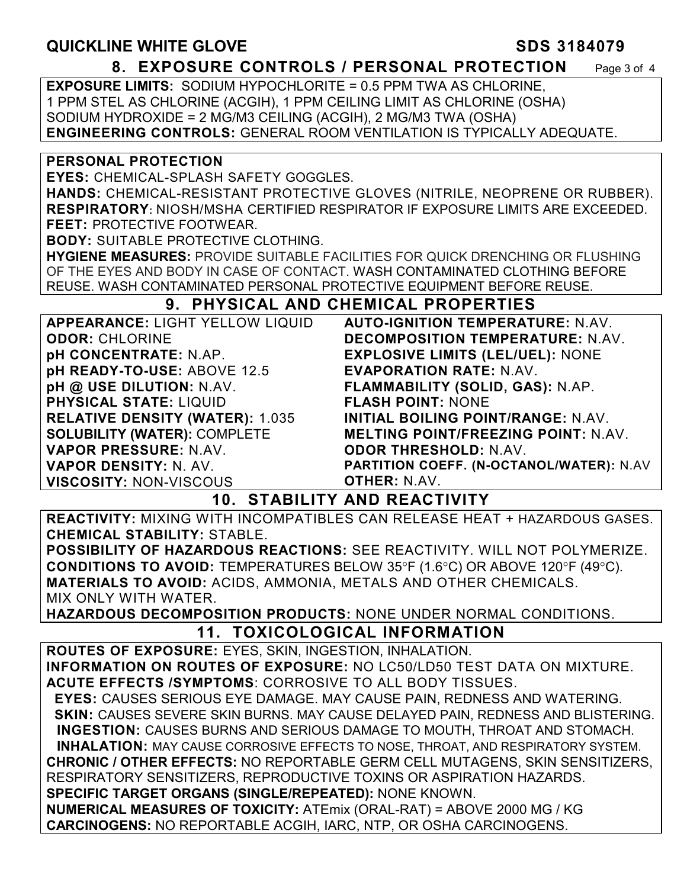## 8. EXPOSURE CONTROLS / PERSONAL PROTECTION

**EXPOSURE LIMITS:** SODIUM HYPOCHLORITE = 0.5 PPM TWA AS CHLORINE, 1 PPM STEL AS CHLORINE (ACGIH), 1 PPM CEILING LIMIT AS CHLORINE (OSHA)
SODIUM HYDROXIDE = 2 MG/M3 CEILING (ACGIH), 2 MG/M3 TWA (OSHA)
**ENGINEERING CONTROLS:** GENERAL ROOM VENTILATION IS TYPICALLY ADEQUATE.

**PERSONAL PROTECTION**
**EYES:** CHEMICAL-SPLASH SAFETY GOGGLES.
**HANDS:** CHEMICAL-RESISTANT PROTECTIVE GLOVES (NITRILE, NEOPRENE OR RUBBER).
**RESPIRATORY**: NIOSH/MSHA CERTIFIED RESPIRATOR IF EXPOSURE LIMITS ARE EXCEEDED.
**FEET:** PROTECTIVE FOOTWEAR.
**BODY:** SUITABLE PROTECTIVE CLOTHING.
**HYGIENE MEASURES:** PROVIDE SUITABLE FACILITIES FOR QUICK DRENCHING OR FLUSHING OF THE EYES AND BODY IN CASE OF CONTACT. WASH CONTAMINATED CLOTHING BEFORE REUSE. WASH CONTAMINATED PERSONAL PROTECTIVE EQUIPMENT BEFORE REUSE.

## 9. PHYSICAL AND CHEMICAL PROPERTIES

**APPEARANCE:** LIGHT YELLOW LIQUID
**ODOR:** CHLORINE
**pH CONCENTRATE:** N.AP.
**pH READY-TO-USE:** ABOVE 12.5
**pH @ USE DILUTION:** N.AV.
**PHYSICAL STATE:** LIQUID
**RELATIVE DENSITY (WATER):** 1.035
**SOLUBILITY (WATER):** COMPLETE
**VAPOR PRESSURE:** N.AV.
**VAPOR DENSITY:** N. AV.
**VISCOSITY:** NON-VISCOUS
**AUTO-IGNITION TEMPERATURE:** N.AV.
**DECOMPOSITION TEMPERATURE:** N.AV.
**EXPLOSIVE LIMITS (LEL/UEL):** NONE
**EVAPORATION RATE:** N.AV.
**FLAMMABILITY (SOLID, GAS):** N.AP.
**FLASH POINT:** NONE
**INITIAL BOILING POINT/RANGE:** N.AV.
**MELTING POINT/FREEZING POINT:** N.AV.
**ODOR THRESHOLD:** N.AV.
**PARTITION COEFF. (N-OCTANOL/WATER):** N.AV
**OTHER:** N.AV.

## 10. STABILITY AND REACTIVITY

**REACTIVITY:** MIXING WITH INCOMPATIBLES CAN RELEASE HEAT + HAZARDOUS GASES.
**CHEMICAL STABILITY:** STABLE.
**POSSIBILITY OF HAZARDOUS REACTIONS:** SEE REACTIVITY. WILL NOT POLYMERIZE.
**CONDITIONS TO AVOID:** TEMPERATURES BELOW 35°F (1.6°C) OR ABOVE 120°F (49°C).
**MATERIALS TO AVOID:** ACIDS, AMMONIA, METALS AND OTHER CHEMICALS.
MIX ONLY WITH WATER.
**HAZARDOUS DECOMPOSITION PRODUCTS:** NONE UNDER NORMAL CONDITIONS.

## 11. TOXICOLOGICAL INFORMATION

**ROUTES OF EXPOSURE:** EYES, SKIN, INGESTION, INHALATION.
**INFORMATION ON ROUTES OF EXPOSURE:** NO LC50/LD50 TEST DATA ON MIXTURE.
**ACUTE EFFECTS /SYMPTOMS**: CORROSIVE TO ALL BODY TISSUES.
**EYES:** CAUSES SERIOUS EYE DAMAGE. MAY CAUSE PAIN, REDNESS AND WATERING.
**SKIN:** CAUSES SEVERE SKIN BURNS. MAY CAUSE DELAYED PAIN, REDNESS AND BLISTERING.
**INGESTION:** CAUSES BURNS AND SERIOUS DAMAGE TO MOUTH, THROAT AND STOMACH.
**INHALATION:** MAY CAUSE CORROSIVE EFFECTS TO NOSE, THROAT, AND RESPIRATORY SYSTEM.
**CHRONIC / OTHER EFFECTS:** NO REPORTABLE GERM CELL MUTAGENS, SKIN SENSITIZERS, RESPIRATORY SENSITIZERS, REPRODUCTIVE TOXINS OR ASPIRATION HAZARDS.
**SPECIFIC TARGET ORGANS (SINGLE/REPEATED):** NONE KNOWN.
**NUMERICAL MEASURES OF TOXICITY:** ATEmix (ORAL-RAT) = ABOVE 2000 MG / KG
**CARCINOGENS:** NO REPORTABLE ACGIH, IARC, NTP, OR OSHA CARCINOGENS.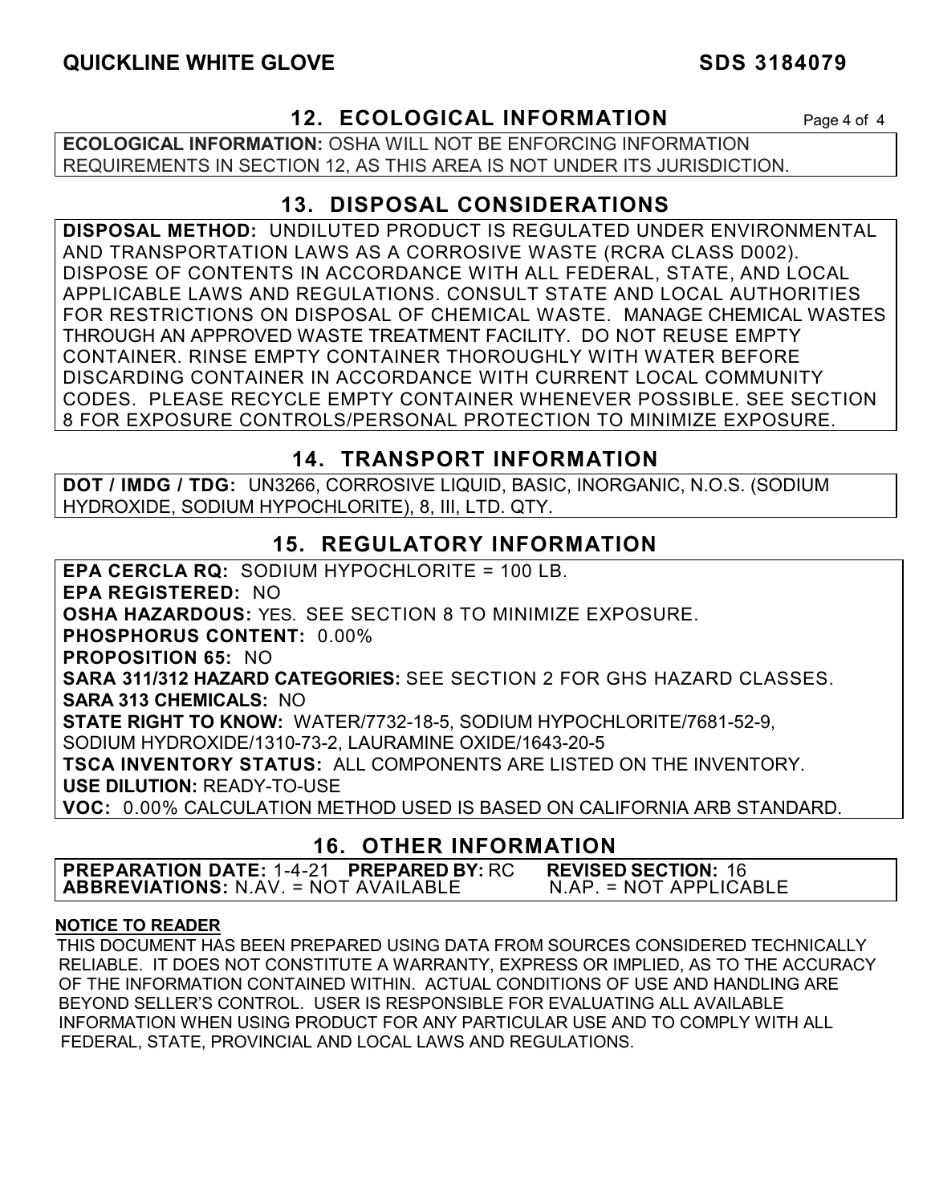## 12. ECOLOGICAL INFORMATION

**ECOLOGICAL INFORMATION:** OSHA WILL NOT BE ENFORCING INFORMATION REQUIREMENTS IN SECTION 12, AS THIS AREA IS NOT UNDER ITS JURISDICTION.

## 13. DISPOSAL CONSIDERATIONS

**DISPOSAL METHOD:** UNDILUTED PRODUCT IS REGULATED UNDER ENVIRONMENTAL AND TRANSPORTATION LAWS AS A CORROSIVE WASTE (RCRA CLASS D002). DISPOSE OF CONTENTS IN ACCORDANCE WITH ALL FEDERAL, STATE, AND LOCAL APPLICABLE LAWS AND REGULATIONS. CONSULT STATE AND LOCAL AUTHORITIES FOR RESTRICTIONS ON DISPOSAL OF CHEMICAL WASTE. MANAGE CHEMICAL WASTES THROUGH AN APPROVED WASTE TREATMENT FACILITY. DO NOT REUSE EMPTY CONTAINER. RINSE EMPTY CONTAINER THOROUGHLY WITH WATER BEFORE DISCARDING CONTAINER IN ACCORDANCE WITH CURRENT LOCAL COMMUNITY CODES. PLEASE RECYCLE EMPTY CONTAINER WHENEVER POSSIBLE. SEE SECTION 8 FOR EXPOSURE CONTROLS/PERSONAL PROTECTION TO MINIMIZE EXPOSURE.

## 14. TRANSPORT INFORMATION

**DOT / IMDG / TDG:** UN3266, CORROSIVE LIQUID, BASIC, INORGANIC, N.O.S. (SODIUM HYDROXIDE, SODIUM HYPOCHLORITE), 8, III, LTD. QTY.

## 15. REGULATORY INFORMATION

**EPA CERCLA RQ:** SODIUM HYPOCHLORITE = 100 LB.
**EPA REGISTERED:** NO
**OSHA HAZARDOUS:** YES. SEE SECTION 8 TO MINIMIZE EXPOSURE.
**PHOSPHORUS CONTENT:** 0.00%
**PROPOSITION 65:** NO
**SARA 311/312 HAZARD CATEGORIES:** SEE SECTION 2 FOR GHS HAZARD CLASSES.
**SARA 313 CHEMICALS:** NO
**STATE RIGHT TO KNOW:** WATER/7732-18-5, SODIUM HYPOCHLORITE/7681-52-9, SODIUM HYDROXIDE/1310-73-2, LAURAMINE OXIDE/1643-20-5
**TSCA INVENTORY STATUS:** ALL COMPONENTS ARE LISTED ON THE INVENTORY.
**USE DILUTION:** READY-TO-USE
**VOC:** 0.00% CALCULATION METHOD USED IS BASED ON CALIFORNIA ARB STANDARD.

## 16. OTHER INFORMATION

**PREPARATION DATE:** 1-4-21 **PREPARED BY:** RC **REVISED SECTION:** 16
**ABBREVIATIONS:** N.AV. = NOT AVAILABLE N.AP. = NOT APPLICABLE

**NOTICE TO READER**

THIS DOCUMENT HAS BEEN PREPARED USING DATA FROM SOURCES CONSIDERED TECHNICALLY RELIABLE. IT DOES NOT CONSTITUTE A WARRANTY, EXPRESS OR IMPLIED, AS TO THE ACCURACY OF THE INFORMATION CONTAINED WITHIN. ACTUAL CONDITIONS OF USE AND HANDLING ARE BEYOND SELLER'S CONTROL. USER IS RESPONSIBLE FOR EVALUATING ALL AVAILABLE INFORMATION WHEN USING PRODUCT FOR ANY PARTICULAR USE AND TO COMPLY WITH ALL FEDERAL, STATE, PROVINCIAL AND LOCAL LAWS AND REGULATIONS.